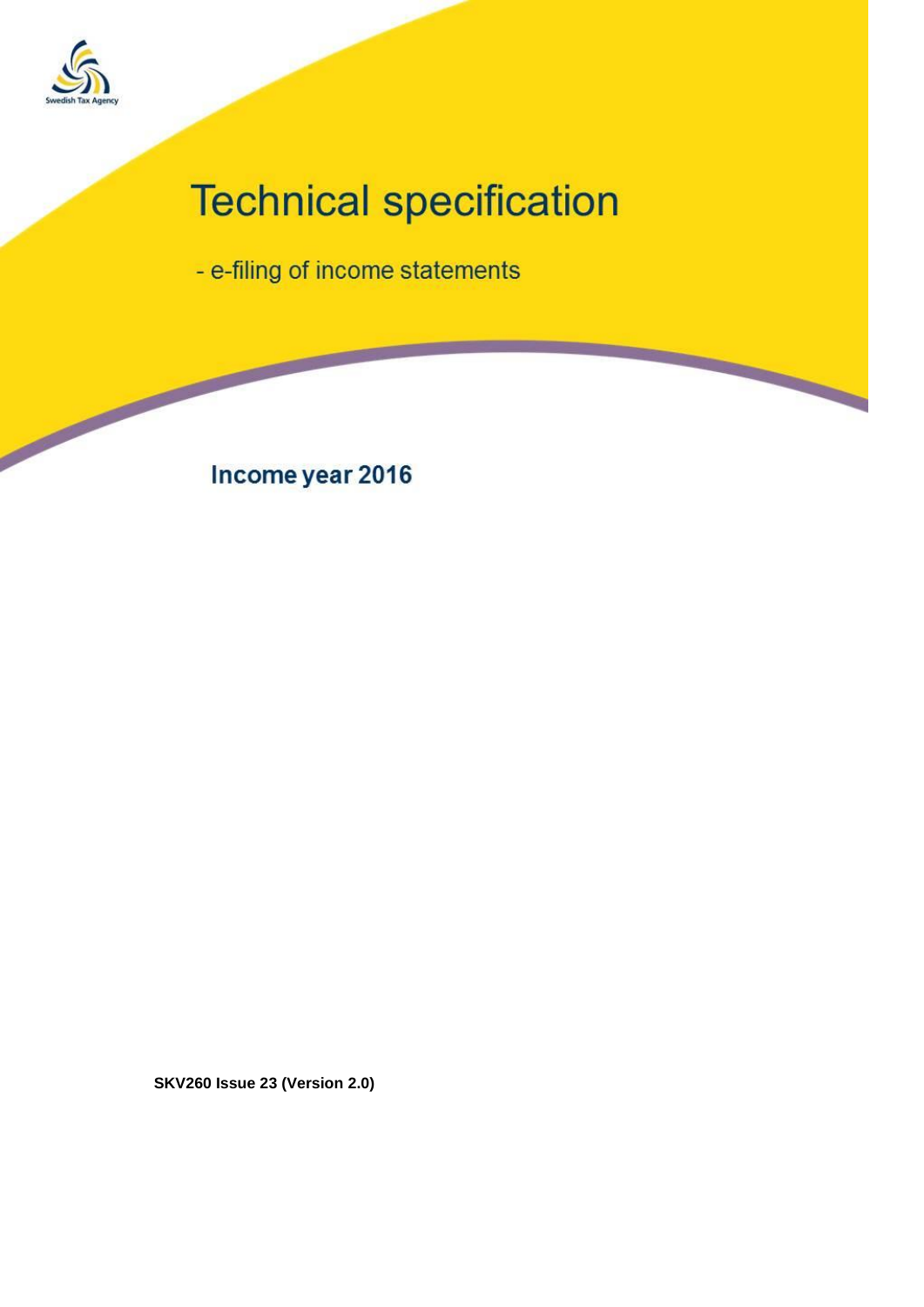Swedish Tax Agency

# Technical specification

- e-filing of income statements

## Income year 2016

**SKV260 Issue 23 (Version 2.0)**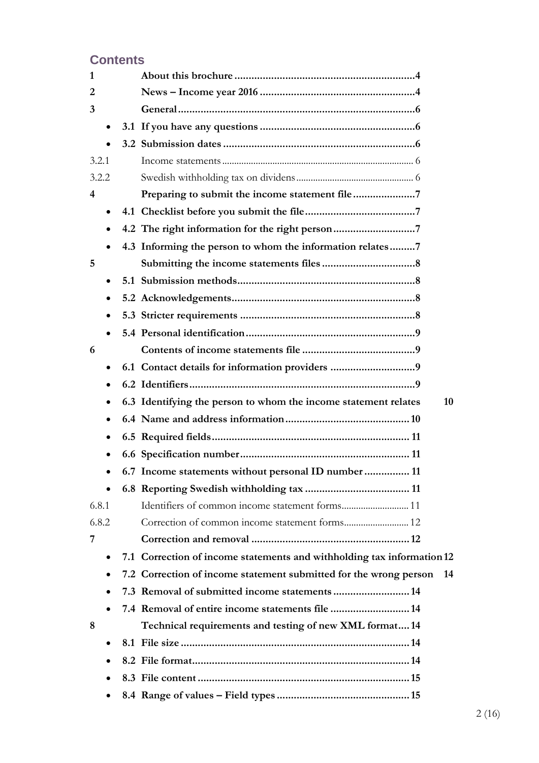## Contents

1 **About this brochure** ........ 4

2 **News – Income year 2016** ........ 4

3 **General** ........ 6

- **3.1 If you have any questions** ........ 6
- **3.2 Submission dates** ........ 6

3.2.1 Income statements ........ 6

3.2.2 Swedish withholding tax on dividens ........ 6

4 **Preparing to submit the income statement file** ........ 7

- **4.1 Checklist before you submit the file** ........ 7
- **4.2 The right information for the right person** ........ 7
- **4.3 Informing the person to whom the information relates** ........ 7

5 **Submitting the income statements files** ........ 8

- **5.1 Submission methods** ........ 8
- **5.2 Acknowledgements** ........ 8
- **5.3 Stricter requirements** ........ 8
- **5.4 Personal identification** ........ 9

6 **Contents of income statements file** ........ 9

- **6.1 Contact details for information providers** ........ 9
- **6.2 Identifiers** ........ 9
- **6.3 Identifying the person to whom the income statement relates** 10
- **6.4 Name and address information** ........ 10
- **6.5 Required fields** ........ 11
- **6.6 Specification number** ........ 11
- **6.7 Income statements without personal ID number** ........ 11
- **6.8 Reporting Swedish withholding tax** ........ 11

6.8.1 Identifiers of common income statement forms ........ 11

6.8.2 Correction of common income statement forms ........ 12

7 **Correction and removal** ........ 12

- **7.1 Correction of income statements and withholding tax information** 12
- **7.2 Correction of income statement submitted for the wrong person** 14
- **7.3 Removal of submitted income statements** ........ 14
- **7.4 Removal of entire income statements file** ........ 14

8 **Technical requirements and testing of new XML format** ........ 14

- **8.1 File size** ........ 14
- **8.2 File format** ........ 14
- **8.3 File content** ........ 15
- **8.4 Range of values – Field types** ........ 15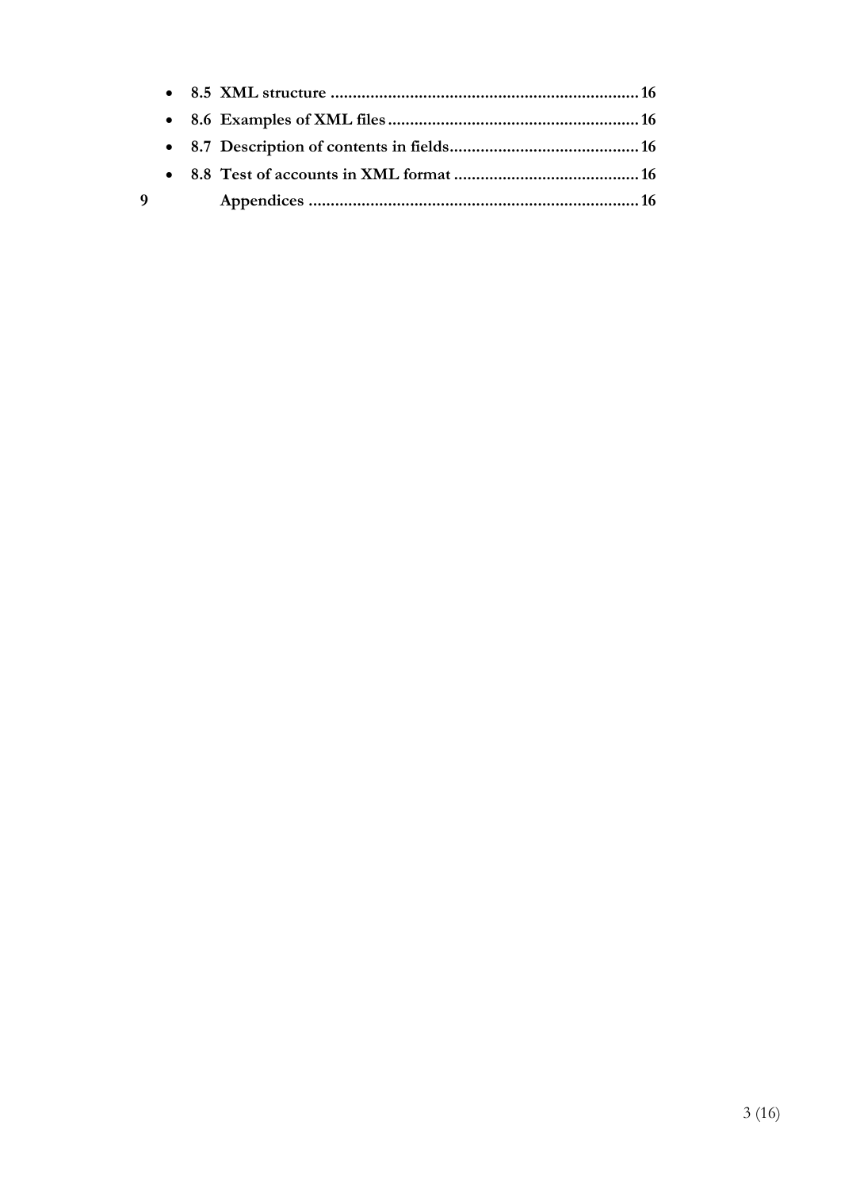- **8.5 XML structure ..................................................................... 16**
- **8.6 Examples of XML files ......................................................... 16**
- **8.7 Description of contents in fields........................................... 16**
- **8.8 Test of accounts in XML format .......................................... 16**

**9 Appendices .......................................................................... 16**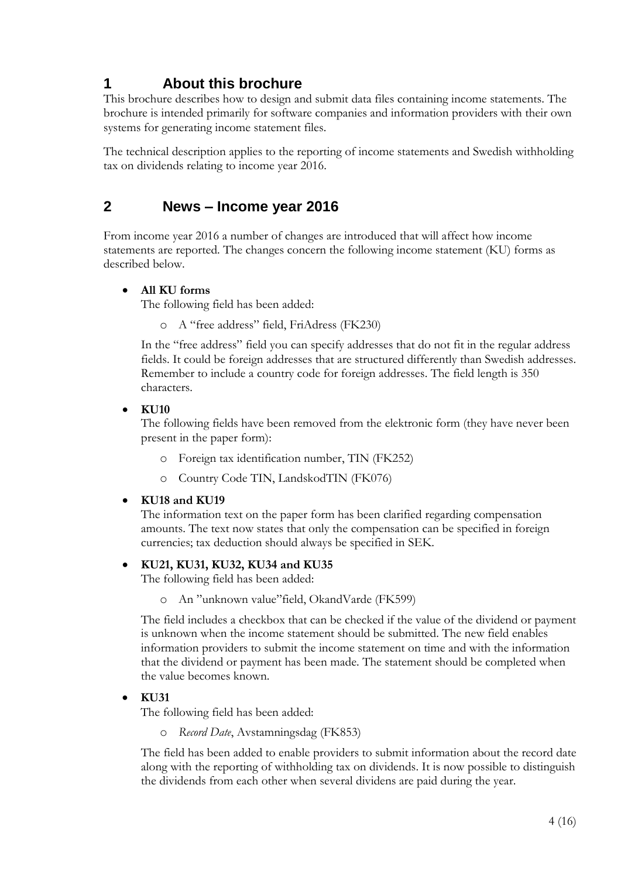# 1 About this brochure

This brochure describes how to design and submit data files containing income statements. The brochure is intended primarily for software companies and information providers with their own systems for generating income statement files.

The technical description applies to the reporting of income statements and Swedish withholding tax on dividends relating to income year 2016.

# 2 News – Income year 2016

From income year 2016 a number of changes are introduced that will affect how income statements are reported. The changes concern the following income statement (KU) forms as described below.

- **All KU forms**
  The following field has been added:
  - A "free address" field, FriAdress (FK230)

  In the "free address" field you can specify addresses that do not fit in the regular address fields. It could be foreign addresses that are structured differently than Swedish addresses. Remember to include a country code for foreign addresses. The field length is 350 characters.

- **KU10**
  The following fields have been removed from the elektronic form (they have never been present in the paper form):
  - Foreign tax identification number, TIN (FK252)
  - Country Code TIN, LandskodTIN (FK076)

- **KU18 and KU19**
  The information text on the paper form has been clarified regarding compensation amounts. The text now states that only the compensation can be specified in foreign currencies; tax deduction should always be specified in SEK.

- **KU21, KU31, KU32, KU34 and KU35**
  The following field has been added:
  - An "unknown value"field, OkandVarde (FK599)

  The field includes a checkbox that can be checked if the value of the dividend or payment is unknown when the income statement should be submitted. The new field enables information providers to submit the income statement on time and with the information that the dividend or payment has been made. The statement should be completed when the value becomes known.

- **KU31**
  The following field has been added:
  - *Record Date*, Avstamningsdag (FK853)

  The field has been added to enable providers to submit information about the record date along with the reporting of withholding tax on dividends. It is now possible to distinguish the dividends from each other when several dividens are paid during the year.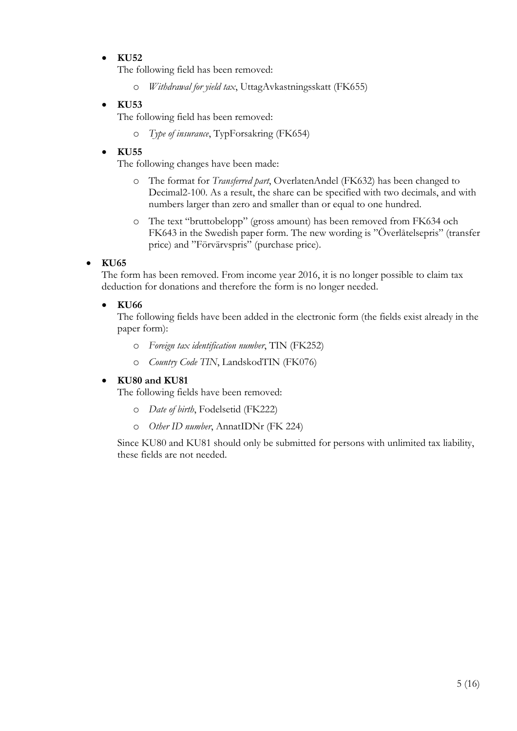- **KU52**

  The following field has been removed:

  - *Withdrawal for yield tax*, UttagAvkastningsskatt (FK655)

- **KU53**

  The following field has been removed:

  - *Type of insurance*, TypForsakring (FK654)

- **KU55**

  The following changes have been made:

  - The format for *Transferred part*, OverlatenAndel (FK632) has been changed to Decimal2-100. As a result, the share can be specified with two decimals, and with numbers larger than zero and smaller than or equal to one hundred.
  - The text "bruttobelopp" (gross amount) has been removed from FK634 och FK643 in the Swedish paper form. The new wording is "Överlåtelsepris" (transfer price) and "Förvärvspris" (purchase price).

- **KU65**

  The form has been removed. From income year 2016, it is no longer possible to claim tax deduction for donations and therefore the form is no longer needed.

- **KU66**

  The following fields have been added in the electronic form (the fields exist already in the paper form):

  - *Foreign tax identification number*, TIN (FK252)
  - *Country Code TIN*, LandskodTIN (FK076)

- **KU80 and KU81**

  The following fields have been removed:

  - *Date of birth*, Fodelsetid (FK222)
  - *Other ID number*, AnnatIDNr (FK 224)

  Since KU80 and KU81 should only be submitted for persons with unlimited tax liability, these fields are not needed.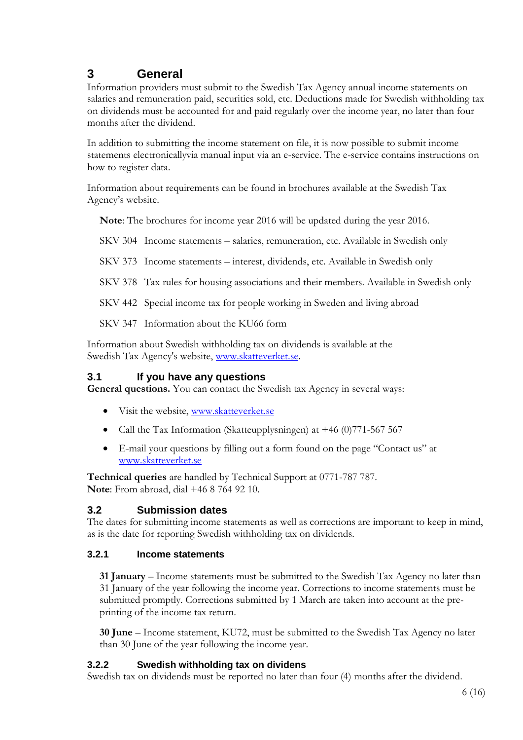# 3 General

Information providers must submit to the Swedish Tax Agency annual income statements on salaries and remuneration paid, securities sold, etc. Deductions made for Swedish withholding tax on dividends must be accounted for and paid regularly over the income year, no later than four months after the dividend.

In addition to submitting the income statement on file, it is now possible to submit income statements electronicallyvia manual input via an e-service. The e-service contains instructions on how to register data.

Information about requirements can be found in brochures available at the Swedish Tax Agency's website.

> **Note**: The brochures for income year 2016 will be updated during the year 2016.
>
> SKV 304 Income statements – salaries, remuneration, etc. Available in Swedish only
>
> SKV 373 Income statements – interest, dividends, etc. Available in Swedish only
>
> SKV 378 Tax rules for housing associations and their members. Available in Swedish only
>
> SKV 442 Special income tax for people working in Sweden and living abroad
>
> SKV 347 Information about the KU66 form

Information about Swedish withholding tax on dividends is available at the Swedish Tax Agency's website, www.skatteverket.se.

## 3.1 If you have any questions

**General questions.** You can contact the Swedish tax Agency in several ways:

- Visit the website, www.skatteverket.se
- Call the Tax Information (Skatteupplysningen) at +46 (0)771-567 567
- E-mail your questions by filling out a form found on the page "Contact us" at www.skatteverket.se

**Technical queries** are handled by Technical Support at 0771-787 787.
**Note**: From abroad, dial +46 8 764 92 10.

## 3.2 Submission dates

The dates for submitting income statements as well as corrections are important to keep in mind, as is the date for reporting Swedish withholding tax on dividends.

### 3.2.1 Income statements

> **31 January** – Income statements must be submitted to the Swedish Tax Agency no later than 31 January of the year following the income year. Corrections to income statements must be submitted promptly. Corrections submitted by 1 March are taken into account at the pre-printing of the income tax return.
>
> **30 June** – Income statement, KU72, must be submitted to the Swedish Tax Agency no later than 30 June of the year following the income year.

### 3.2.2 Swedish withholding tax on dividens

Swedish tax on dividends must be reported no later than four (4) months after the dividend.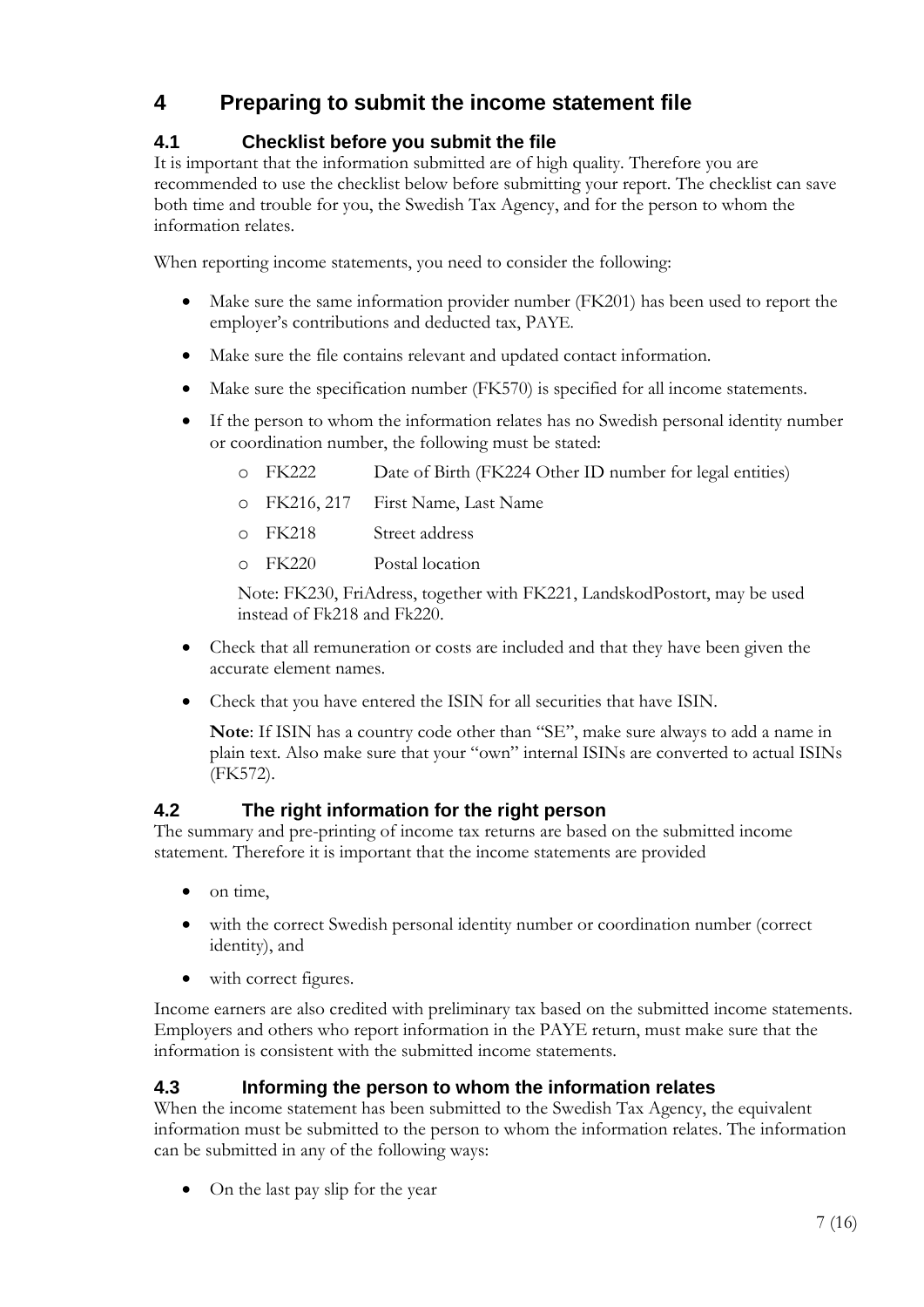# 4 Preparing to submit the income statement file

## 4.1 Checklist before you submit the file

It is important that the information submitted are of high quality. Therefore you are recommended to use the checklist below before submitting your report. The checklist can save both time and trouble for you, the Swedish Tax Agency, and for the person to whom the information relates.

When reporting income statements, you need to consider the following:

- Make sure the same information provider number (FK201) has been used to report the employer's contributions and deducted tax, PAYE.
- Make sure the file contains relevant and updated contact information.
- Make sure the specification number (FK570) is specified for all income statements.
- If the person to whom the information relates has no Swedish personal identity number or coordination number, the following must be stated:
    - FK222 Date of Birth (FK224 Other ID number for legal entities)
    - FK216, 217 First Name, Last Name
    - FK218 Street address
    - FK220 Postal location

  Note: FK230, FriAdress, together with FK221, LandskodPostort, may be used instead of Fk218 and Fk220.

- Check that all remuneration or costs are included and that they have been given the accurate element names.
- Check that you have entered the ISIN for all securities that have ISIN.

  **Note**: If ISIN has a country code other than "SE", make sure always to add a name in plain text. Also make sure that your "own" internal ISINs are converted to actual ISINs (FK572).

## 4.2 The right information for the right person

The summary and pre-printing of income tax returns are based on the submitted income statement. Therefore it is important that the income statements are provided

- on time,
- with the correct Swedish personal identity number or coordination number (correct identity), and
- with correct figures.

Income earners are also credited with preliminary tax based on the submitted income statements. Employers and others who report information in the PAYE return, must make sure that the information is consistent with the submitted income statements.

## 4.3 Informing the person to whom the information relates

When the income statement has been submitted to the Swedish Tax Agency, the equivalent information must be submitted to the person to whom the information relates. The information can be submitted in any of the following ways:

- On the last pay slip for the year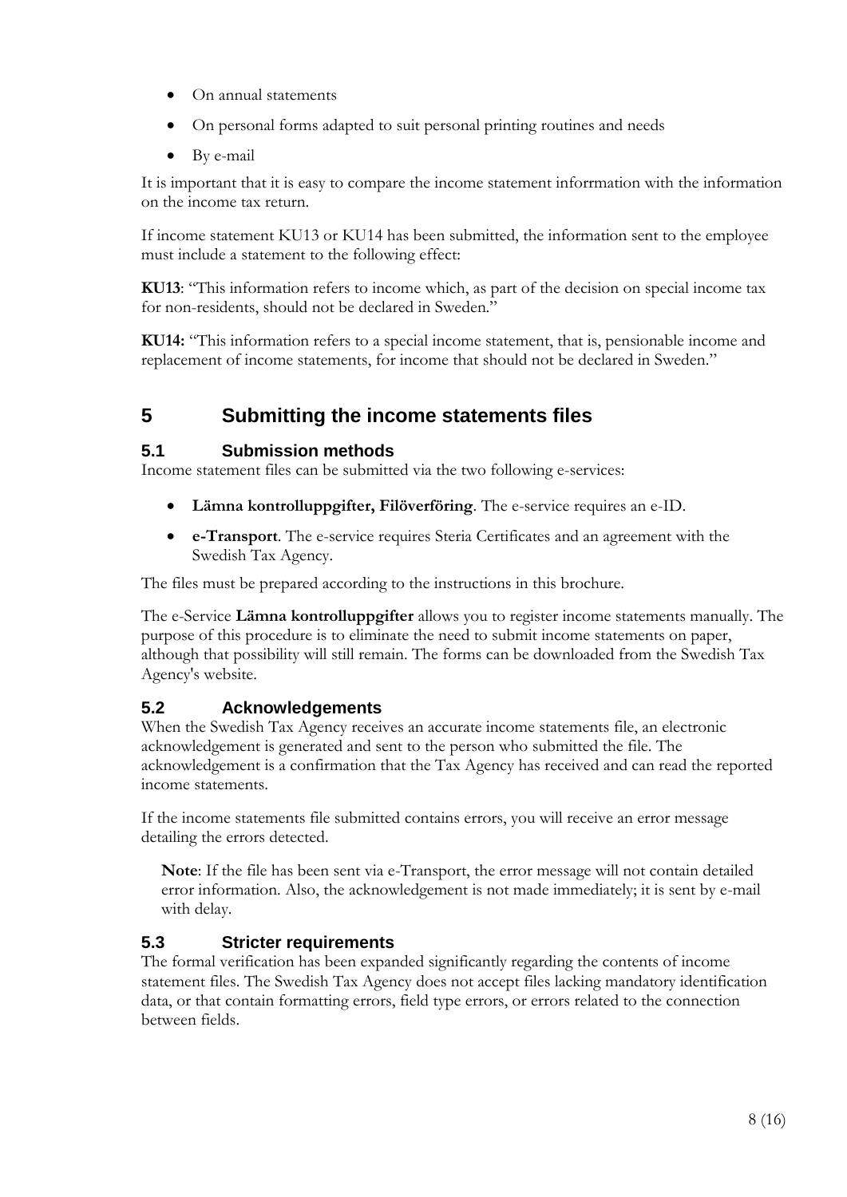- On annual statements
- On personal forms adapted to suit personal printing routines and needs
- By e-mail

It is important that it is easy to compare the income statement inforrmation with the information on the income tax return.

If income statement KU13 or KU14 has been submitted, the information sent to the employee must include a statement to the following effect:

**KU13**: "This information refers to income which, as part of the decision on special income tax for non-residents, should not be declared in Sweden."

**KU14:** "This information refers to a special income statement, that is, pensionable income and replacement of income statements, for income that should not be declared in Sweden."

# 5 Submitting the income statements files

## 5.1 Submission methods

Income statement files can be submitted via the two following e-services:

- **Lämna kontrolluppgifter, Filöverföring**. The e-service requires an e-ID.
- **e-Transport**. The e-service requires Steria Certificates and an agreement with the Swedish Tax Agency.

The files must be prepared according to the instructions in this brochure.

The e-Service **Lämna kontrolluppgifter** allows you to register income statements manually. The purpose of this procedure is to eliminate the need to submit income statements on paper, although that possibility will still remain. The forms can be downloaded from the Swedish Tax Agency's website.

## 5.2 Acknowledgements

When the Swedish Tax Agency receives an accurate income statements file, an electronic acknowledgement is generated and sent to the person who submitted the file. The acknowledgement is a confirmation that the Tax Agency has received and can read the reported income statements.

If the income statements file submitted contains errors, you will receive an error message detailing the errors detected.

> **Note**: If the file has been sent via e-Transport, the error message will not contain detailed error information. Also, the acknowledgement is not made immediately; it is sent by e-mail with delay.

## 5.3 Stricter requirements

The formal verification has been expanded significantly regarding the contents of income statement files. The Swedish Tax Agency does not accept files lacking mandatory identification data, or that contain formatting errors, field type errors, or errors related to the connection between fields.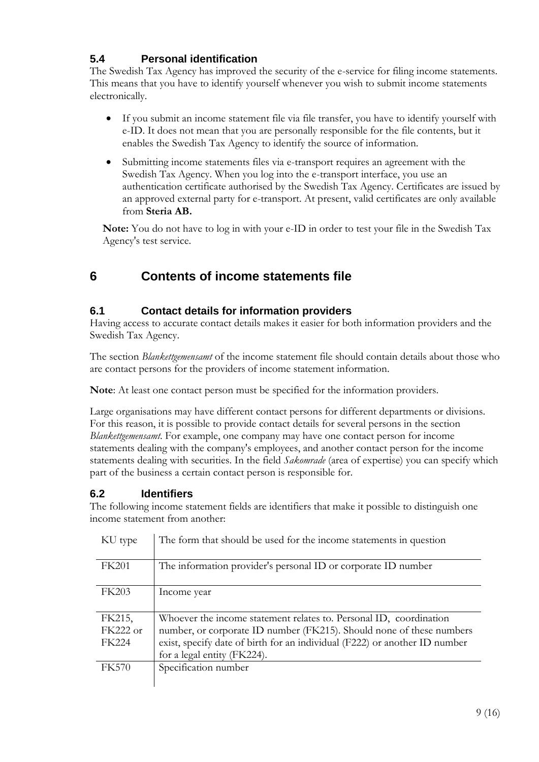### 5.4 Personal identification

The Swedish Tax Agency has improved the security of the e-service for filing income statements. This means that you have to identify yourself whenever you wish to submit income statements electronically.

- If you submit an income statement file via file transfer, you have to identify yourself with e-ID. It does not mean that you are personally responsible for the file contents, but it enables the Swedish Tax Agency to identify the source of information.
- Submitting income statements files via e-transport requires an agreement with the Swedish Tax Agency. When you log into the e-transport interface, you use an authentication certificate authorised by the Swedish Tax Agency. Certificates are issued by an approved external party for e-transport. At present, valid certificates are only available from **Steria AB.**

**Note:** You do not have to log in with your e-ID in order to test your file in the Swedish Tax Agency's test service.

## 6 Contents of income statements file

### 6.1 Contact details for information providers

Having access to accurate contact details makes it easier for both information providers and the Swedish Tax Agency.

The section *Blankettgemensamt* of the income statement file should contain details about those who are contact persons for the providers of income statement information.

**Note**: At least one contact person must be specified for the information providers.

Large organisations may have different contact persons for different departments or divisions. For this reason, it is possible to provide contact details for several persons in the section *Blankettgemensamt*. For example, one company may have one contact person for income statements dealing with the company's employees, and another contact person for the income statements dealing with securities. In the field *Sakomrade* (area of expertise) you can specify which part of the business a certain contact person is responsible for.

### 6.2 Identifiers

The following income statement fields are identifiers that make it possible to distinguish one income statement from another:

| KU type | The form that should be used for the income statements in question |
|---|---|
| FK201 | The information provider's personal ID or corporate ID number |
| FK203 | Income year |
| FK215, FK222 or FK224 | Whoever the income statement relates to. Personal ID, coordination number, or corporate ID number (FK215). Should none of these numbers exist, specify date of birth for an individual (F222) or another ID number for a legal entity (FK224). |
| FK570 | Specification number |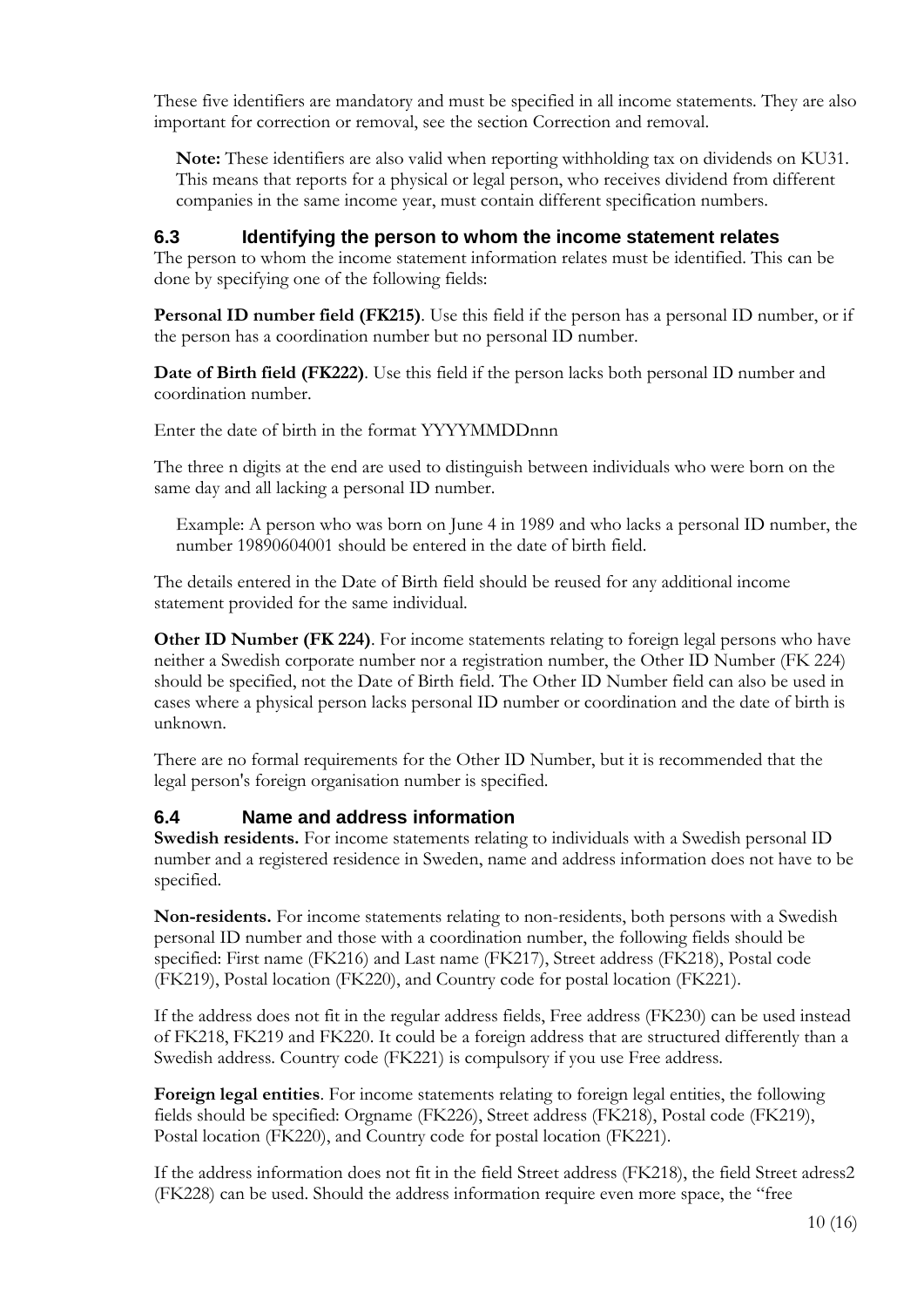These five identifiers are mandatory and must be specified in all income statements. They are also important for correction or removal, see the section Correction and removal.

> **Note:** These identifiers are also valid when reporting withholding tax on dividends on KU31. This means that reports for a physical or legal person, who receives dividend from different companies in the same income year, must contain different specification numbers.

## 6.3 Identifying the person to whom the income statement relates

The person to whom the income statement information relates must be identified. This can be done by specifying one of the following fields:

**Personal ID number field (FK215)**. Use this field if the person has a personal ID number, or if the person has a coordination number but no personal ID number.

**Date of Birth field (FK222)**. Use this field if the person lacks both personal ID number and coordination number.

Enter the date of birth in the format YYYYMMDDnnn

The three n digits at the end are used to distinguish between individuals who were born on the same day and all lacking a personal ID number.

> Example: A person who was born on June 4 in 1989 and who lacks a personal ID number, the number 19890604001 should be entered in the date of birth field.

The details entered in the Date of Birth field should be reused for any additional income statement provided for the same individual.

**Other ID Number (FK 224)**. For income statements relating to foreign legal persons who have neither a Swedish corporate number nor a registration number, the Other ID Number (FK 224) should be specified, not the Date of Birth field. The Other ID Number field can also be used in cases where a physical person lacks personal ID number or coordination and the date of birth is unknown.

There are no formal requirements for the Other ID Number, but it is recommended that the legal person's foreign organisation number is specified.

## 6.4 Name and address information

**Swedish residents.** For income statements relating to individuals with a Swedish personal ID number and a registered residence in Sweden, name and address information does not have to be specified.

**Non-residents.** For income statements relating to non-residents, both persons with a Swedish personal ID number and those with a coordination number, the following fields should be specified: First name (FK216) and Last name (FK217), Street address (FK218), Postal code (FK219), Postal location (FK220), and Country code for postal location (FK221).

If the address does not fit in the regular address fields, Free address (FK230) can be used instead of FK218, FK219 and FK220. It could be a foreign address that are structured differently than a Swedish address. Country code (FK221) is compulsory if you use Free address.

**Foreign legal entities**. For income statements relating to foreign legal entities, the following fields should be specified: Orgname (FK226), Street address (FK218), Postal code (FK219), Postal location (FK220), and Country code for postal location (FK221).

If the address information does not fit in the field Street address (FK218), the field Street adress2 (FK228) can be used. Should the address information require even more space, the "free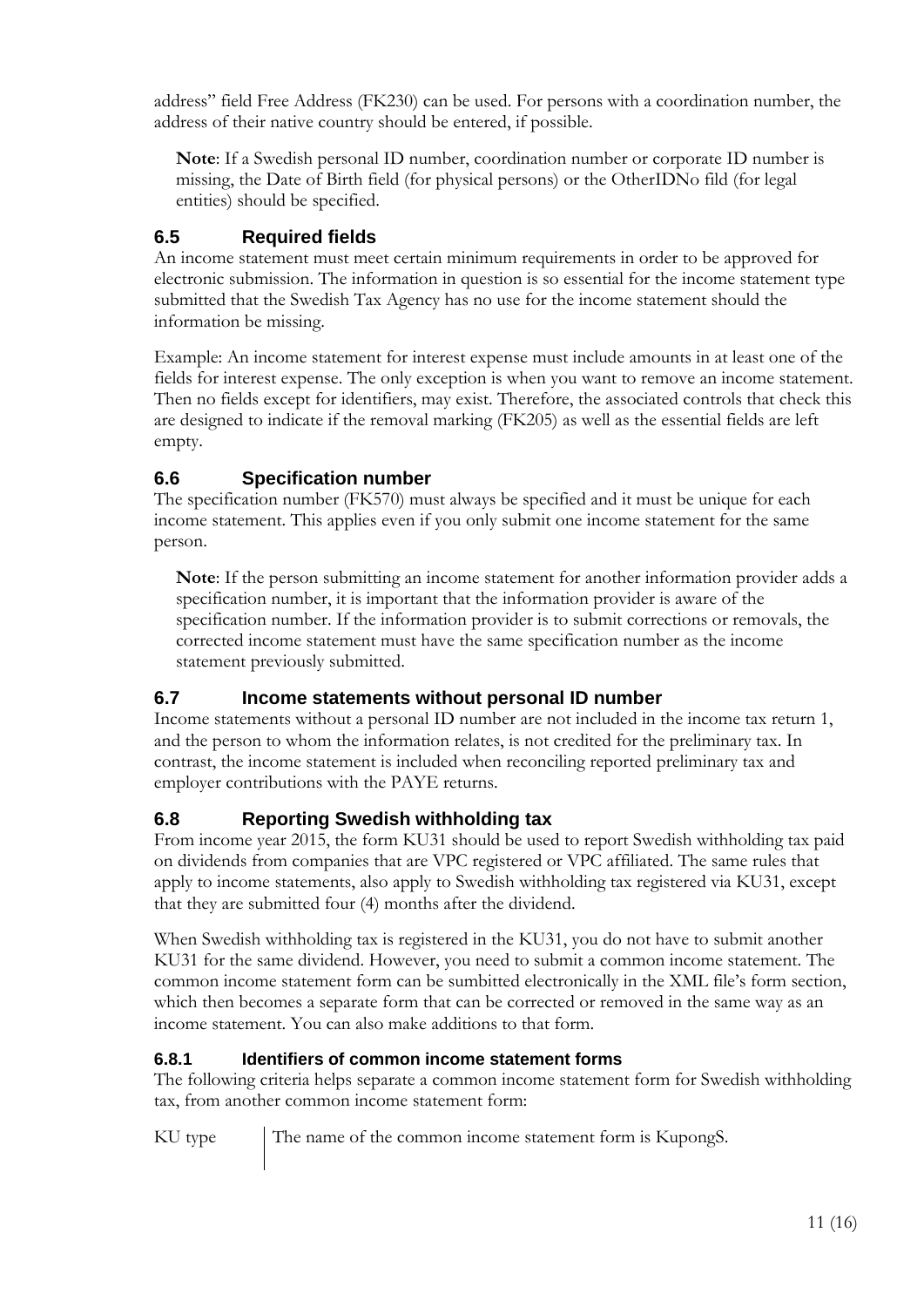address" field Free Address (FK230) can be used. For persons with a coordination number, the address of their native country should be entered, if possible.

**Note**: If a Swedish personal ID number, coordination number or corporate ID number is missing, the Date of Birth field (for physical persons) or the OtherIDNo fild (for legal entities) should be specified.

## 6.5 Required fields

An income statement must meet certain minimum requirements in order to be approved for electronic submission. The information in question is so essential for the income statement type submitted that the Swedish Tax Agency has no use for the income statement should the information be missing.

Example: An income statement for interest expense must include amounts in at least one of the fields for interest expense. The only exception is when you want to remove an income statement. Then no fields except for identifiers, may exist. Therefore, the associated controls that check this are designed to indicate if the removal marking (FK205) as well as the essential fields are left empty.

## 6.6 Specification number

The specification number (FK570) must always be specified and it must be unique for each income statement. This applies even if you only submit one income statement for the same person.

**Note**: If the person submitting an income statement for another information provider adds a specification number, it is important that the information provider is aware of the specification number. If the information provider is to submit corrections or removals, the corrected income statement must have the same specification number as the income statement previously submitted.

## 6.7 Income statements without personal ID number

Income statements without a personal ID number are not included in the income tax return 1, and the person to whom the information relates, is not credited for the preliminary tax. In contrast, the income statement is included when reconciling reported preliminary tax and employer contributions with the PAYE returns.

## 6.8 Reporting Swedish withholding tax

From income year 2015, the form KU31 should be used to report Swedish withholding tax paid on dividends from companies that are VPC registered or VPC affiliated. The same rules that apply to income statements, also apply to Swedish withholding tax registered via KU31, except that they are submitted four (4) months after the dividend.

When Swedish withholding tax is registered in the KU31, you do not have to submit another KU31 for the same dividend. However, you need to submit a common income statement. The common income statement form can be sumbitted electronically in the XML file's form section, which then becomes a separate form that can be corrected or removed in the same way as an income statement. You can also make additions to that form.

### 6.8.1 Identifiers of common income statement forms

The following criteria helps separate a common income statement form for Swedish withholding tax, from another common income statement form:

| | |
|---|---|
| KU type | The name of the common income statement form is KupongS. |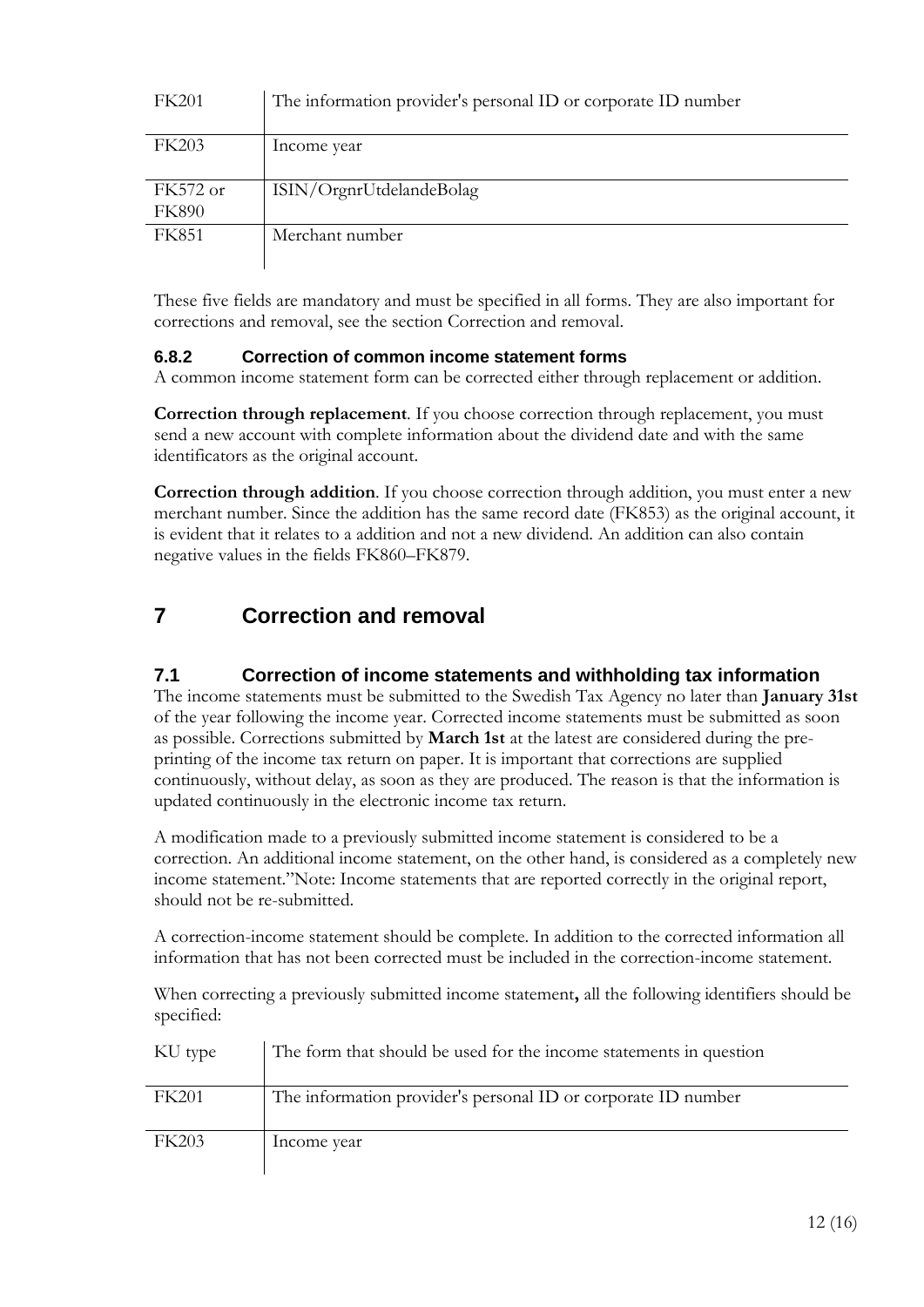| | |
|---|---|
| FK201 | The information provider's personal ID or corporate ID number |
| FK203 | Income year |
| FK572 or FK890 | ISIN/OrgnrUtdelandeBolag |
| FK851 | Merchant number |

These five fields are mandatory and must be specified in all forms. They are also important for corrections and removal, see the section Correction and removal.

### 6.8.2 Correction of common income statement forms

A common income statement form can be corrected either through replacement or addition.

**Correction through replacement**. If you choose correction through replacement, you must send a new account with complete information about the dividend date and with the same identificators as the original account.

**Correction through addition**. If you choose correction through addition, you must enter a new merchant number. Since the addition has the same record date (FK853) as the original account, it is evident that it relates to a addition and not a new dividend. An addition can also contain negative values in the fields FK860–FK879.

# 7 Correction and removal

## 7.1 Correction of income statements and withholding tax information

The income statements must be submitted to the Swedish Tax Agency no later than **January 31st** of the year following the income year. Corrected income statements must be submitted as soon as possible. Corrections submitted by **March 1st** at the latest are considered during the pre-printing of the income tax return on paper. It is important that corrections are supplied continuously, without delay, as soon as they are produced. The reason is that the information is updated continuously in the electronic income tax return.

A modification made to a previously submitted income statement is considered to be a correction. An additional income statement, on the other hand, is considered as a completely new income statement."Note: Income statements that are reported correctly in the original report, should not be re-submitted.

A correction-income statement should be complete. In addition to the corrected information all information that has not been corrected must be included in the correction-income statement.

When correcting a previously submitted income statement**,** all the following identifiers should be specified:

| | |
|---|---|
| KU type | The form that should be used for the income statements in question |
| FK201 | The information provider's personal ID or corporate ID number |
| FK203 | Income year |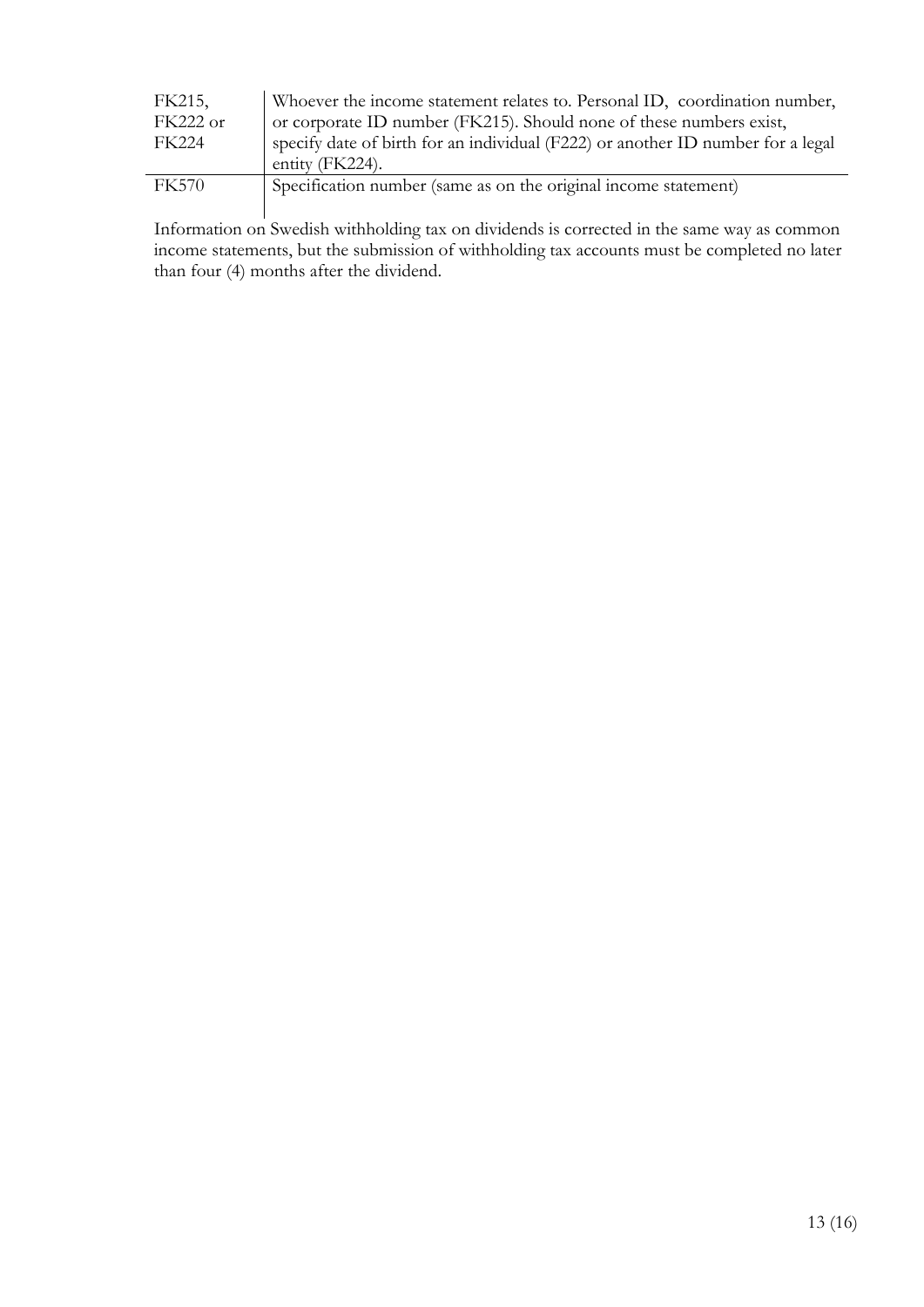| | |
|---|---|
| FK215, FK222 or FK224 | Whoever the income statement relates to. Personal ID, coordination number, or corporate ID number (FK215). Should none of these numbers exist, specify date of birth for an individual (F222) or another ID number for a legal entity (FK224). |
| FK570 | Specification number (same as on the original income statement) |

Information on Swedish withholding tax on dividends is corrected in the same way as common income statements, but the submission of withholding tax accounts must be completed no later than four (4) months after the dividend.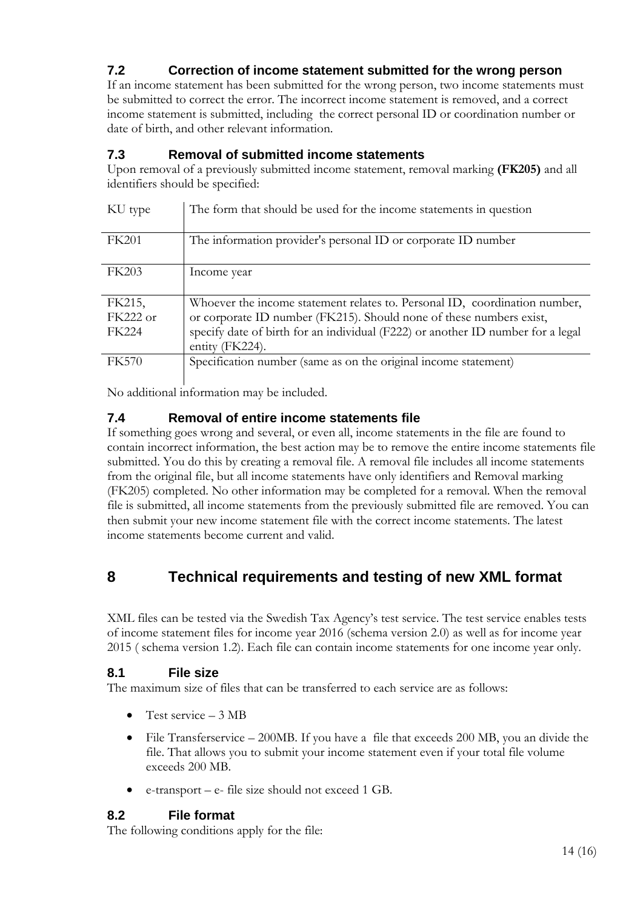### 7.2 Correction of income statement submitted for the wrong person

If an income statement has been submitted for the wrong person, two income statements must be submitted to correct the error. The incorrect income statement is removed, and a correct income statement is submitted, including the correct personal ID or coordination number or date of birth, and other relevant information.

### 7.3 Removal of submitted income statements

Upon removal of a previously submitted income statement, removal marking **(FK205)** and all identifiers should be specified:

| KU type | The form that should be used for the income statements in question |
|---|---|
| FK201 | The information provider's personal ID or corporate ID number |
| FK203 | Income year |
| FK215, FK222 or FK224 | Whoever the income statement relates to. Personal ID, coordination number, or corporate ID number (FK215). Should none of these numbers exist, specify date of birth for an individual (F222) or another ID number for a legal entity (FK224). |
| FK570 | Specification number (same as on the original income statement) |

No additional information may be included.

### 7.4 Removal of entire income statements file

If something goes wrong and several, or even all, income statements in the file are found to contain incorrect information, the best action may be to remove the entire income statements file submitted. You do this by creating a removal file. A removal file includes all income statements from the original file, but all income statements have only identifiers and Removal marking (FK205) completed. No other information may be completed for a removal. When the removal file is submitted, all income statements from the previously submitted file are removed. You can then submit your new income statement file with the correct income statements. The latest income statements become current and valid.

## 8 Technical requirements and testing of new XML format

XML files can be tested via the Swedish Tax Agency's test service. The test service enables tests of income statement files for income year 2016 (schema version 2.0) as well as for income year 2015 ( schema version 1.2). Each file can contain income statements for one income year only.

### 8.1 File size

The maximum size of files that can be transferred to each service are as follows:

- Test service – 3 MB
- File Transferservice – 200MB. If you have a file that exceeds 200 MB, you an divide the file. That allows you to submit your income statement even if your total file volume exceeds 200 MB.
- e-transport – e- file size should not exceed 1 GB.

### 8.2 File format

The following conditions apply for the file: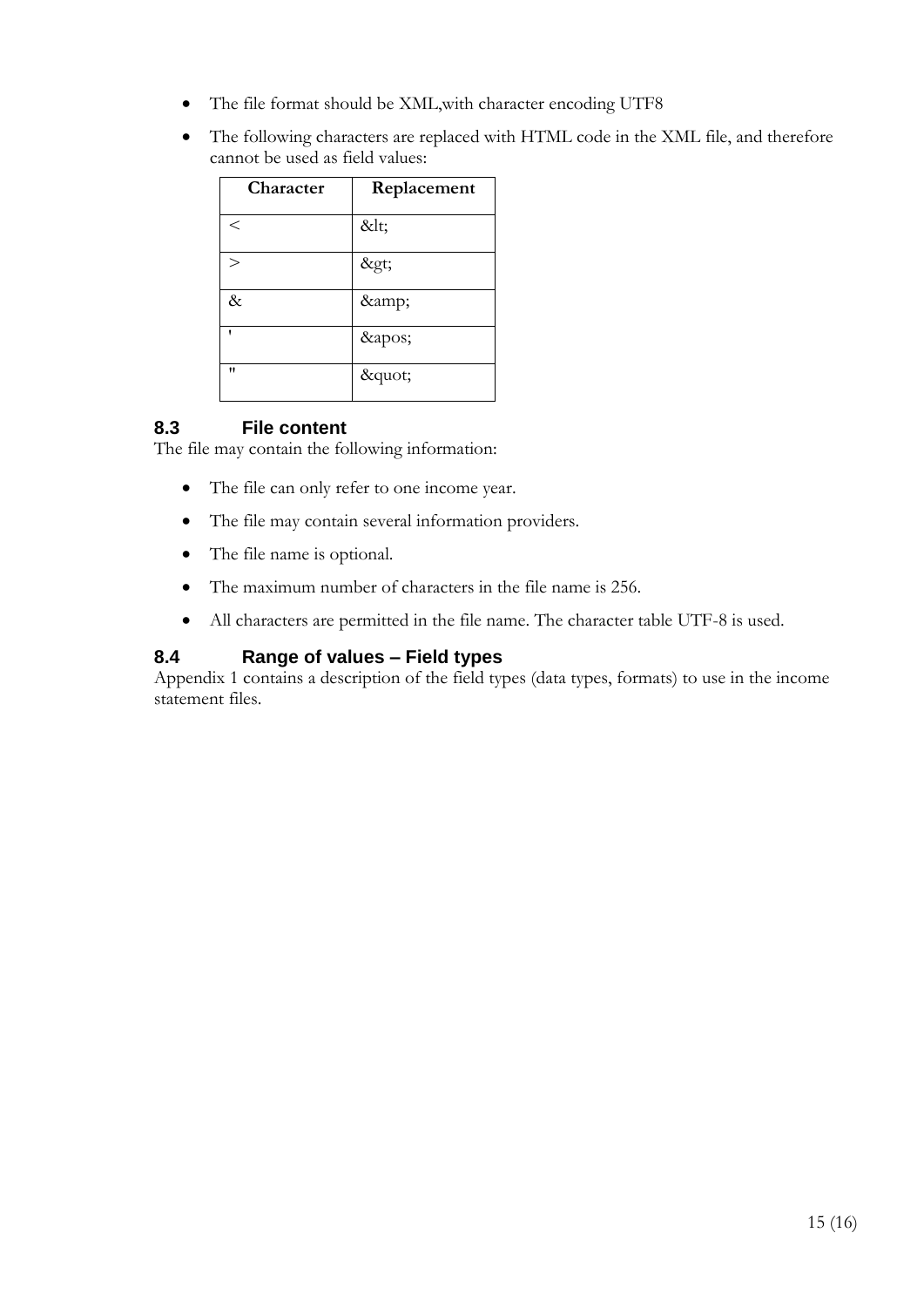- The file format should be XML,with character encoding UTF8
- The following characters are replaced with HTML code in the XML file, and therefore cannot be used as field values:

| Character | Replacement |
|---|---|
| < | &lt; |
| > | &gt; |
| & | &amp; |
| ' | &apos; |
| " | &quot; |

### 8.3 File content

The file may contain the following information:

- The file can only refer to one income year.
- The file may contain several information providers.
- The file name is optional.
- The maximum number of characters in the file name is 256.
- All characters are permitted in the file name. The character table UTF-8 is used.

### 8.4 Range of values – Field types

Appendix 1 contains a description of the field types (data types, formats) to use in the income statement files.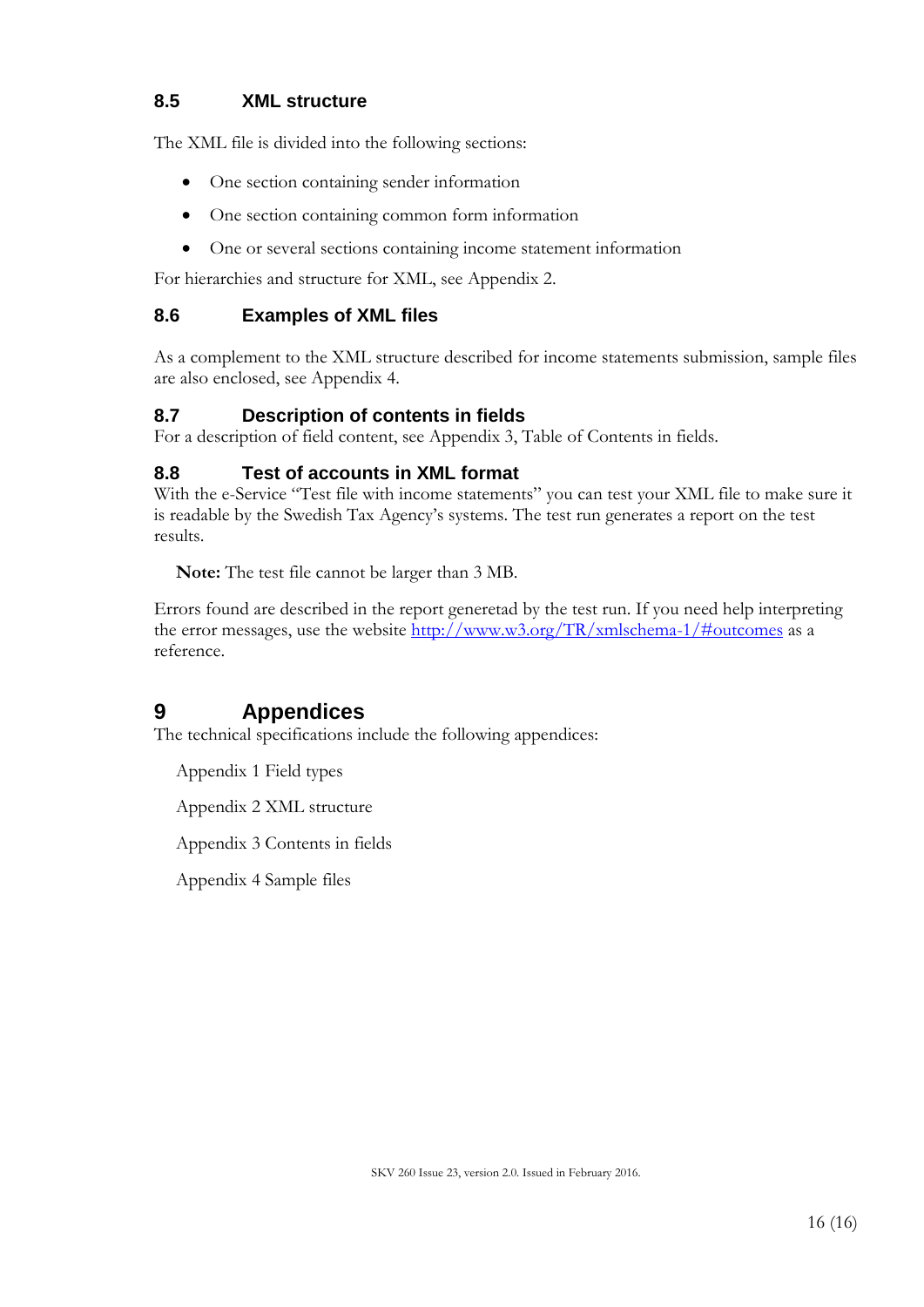## 8.5 XML structure

The XML file is divided into the following sections:

- One section containing sender information
- One section containing common form information
- One or several sections containing income statement information

For hierarchies and structure for XML, see Appendix 2.

## 8.6 Examples of XML files

As a complement to the XML structure described for income statements submission, sample files are also enclosed, see Appendix 4.

## 8.7 Description of contents in fields

For a description of field content, see Appendix 3, Table of Contents in fields.

## 8.8 Test of accounts in XML format

With the e-Service "Test file with income statements" you can test your XML file to make sure it is readable by the Swedish Tax Agency's systems. The test run generates a report on the test results.

**Note:** The test file cannot be larger than 3 MB.

Errors found are described in the report generetad by the test run. If you need help interpreting the error messages, use the website http://www.w3.org/TR/xmlschema-1/#outcomes as a reference.

# 9 Appendices

The technical specifications include the following appendices:

Appendix 1 Field types

Appendix 2 XML structure

Appendix 3 Contents in fields

Appendix 4 Sample files

SKV 260 Issue 23, version 2.0. Issued in February 2016.